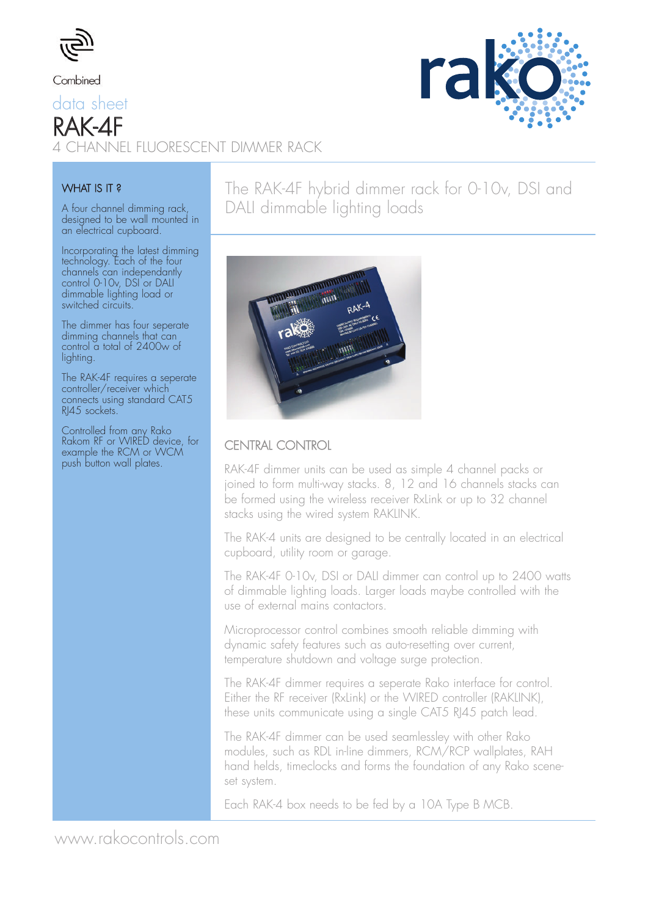Combined

data sheet

# RAK-4F

## 4 CHANNEL FLUORESCENT DIMMER RACK

### WHAT IS IT ?

A four channel dimming rack, designed to be wall mounted in an electrical cupboard.

Incorporating the latest dimming technology. Each of the four channels can independantly control 0-10v, DSI or DALI dimmable lighting load or switched circuits.

The dimmer has four seperate dimming channels that can control a total of 2400w of lighting.

The RAK-4F requires a seperate controller/receiver which connects using standard CAT5 RJ45 sockets.

Controlled from any Rako Rakom RF or WIRED device, for example the RCM or WCM push button wall plates.

## The RAK-4F hybrid dimmer rack for 0-10v, DSI and DALI dimmable lighting loads

### CENTRAL CONTROL

RAK-4F dimmer units can be used as simple 4 channel packs or joined to form multi-way stacks. 8, 12 and 16 channels stacks can be formed using the wireless receiver RxLink or up to 32 channel stacks using the wired system RAKLINK.

The RAK-4 units are designed to be centrally located in an electrical cupboard, utility room or garage.

The RAK-4F 0-10v, DSI or DALI dimmer can control up to 2400 watts of dimmable lighting loads. Larger loads maybe controlled with the use of external mains contactors.

Microprocessor control combines smooth reliable dimming with dynamic safety features such as auto-resetting over current, temperature shutdown and voltage surge protection.

The RAK-4F dimmer requires a seperate Rako interface for control. Either the RF receiver (RxLink) or the WIRED controller (RAKLINK), these units communicate using a single CAT5 RJ45 patch lead.

The RAK-4F dimmer can be used seamlessley with other Rako modules, such as RDL in-line dimmers, RCM/RCP wallplates, RAH hand helds, timeclocks and forms the foundation of any Rako scene-set system.

Each RAK-4 box needs to be fed by a 10A Type B MCB.

www.rakocontrols.com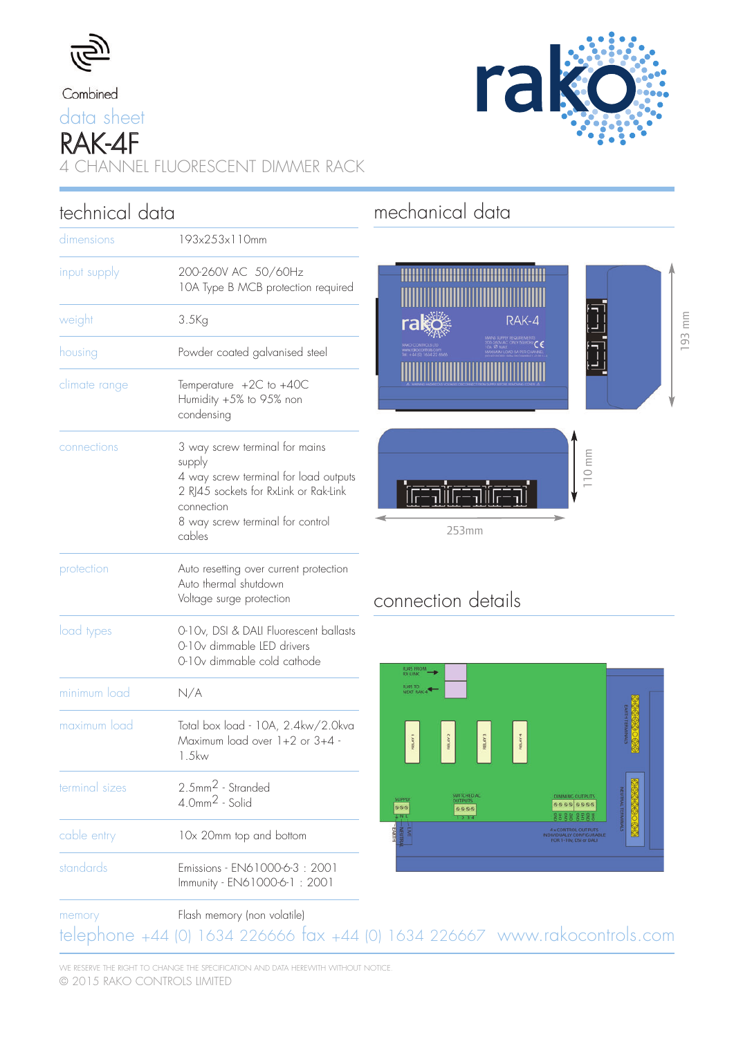Combined

data sheet

# RAK-4F

4 CHANNEL FLUORESCENT DIMMER RACK

## technical data

| | |
|---|---|
| dimensions | 193x253x110mm |
| input supply | 200-260V AC 50/60Hz<br>10A Type B MCB protection required |
| weight | 3.5Kg |
| housing | Powder coated galvanised steel |
| climate range | Temperature +2C to +40C<br>Humidity +5% to 95% non condensing |
| connections | 3 way screw terminal for mains supply<br>4 way screw terminal for load outputs<br>2 RJ45 sockets for RxLink or Rak-Link connection<br>8 way screw terminal for control cables |
| protection | Auto resetting over current protection<br>Auto thermal shutdown<br>Voltage surge protection |
| load types | 0-10v, DSI & DALI Fluorescent ballasts<br>0-10v dimmable LED drivers<br>0-10v dimmable cold cathode |
| minimum load | N/A |
| maximum load | Total box load - 10A, 2.4kw/2.0kva<br>Maximum load over 1+2 or 3+4 - 1.5kw |
| terminal sizes | $2.5mm^2$ - Stranded<br>$4.0mm^2$ - Solid |
| cable entry | 10x 20mm top and bottom |
| standards | Emissions - EN61000-6-3 : 2001<br>Immunity - EN61000-6-1 : 2001 |
| memory | Flash memory (non volatile) |

## mechanical data

193 mm

110 mm

253mm

## connection details

RJ45 FROM RX LINK

RJ45 TO NEXT RAK-4

RELAY 1 RELAY 2 RELAY 3 RELAY 4

SUPPLY

SWITCHED AC OUTPUTS

DIMMING OUTPUTS

EARTH TERMINALS

NEUTRAL TERMINALS

4 x CONTROL OUTPUTS INDIVIDUALLY CONFIGURABLE FOR 1-10v, DSI or DALI

telephone +44 (0) 1634 226666 fax +44 (0) 1634 226667 www.rakocontrols.com

WE RESERVE THE RIGHT TO CHANGE THE SPECIFICATION AND DATA HEREWITH WITHOUT NOTICE.

© 2015 RAKO CONTROLS LIMITED